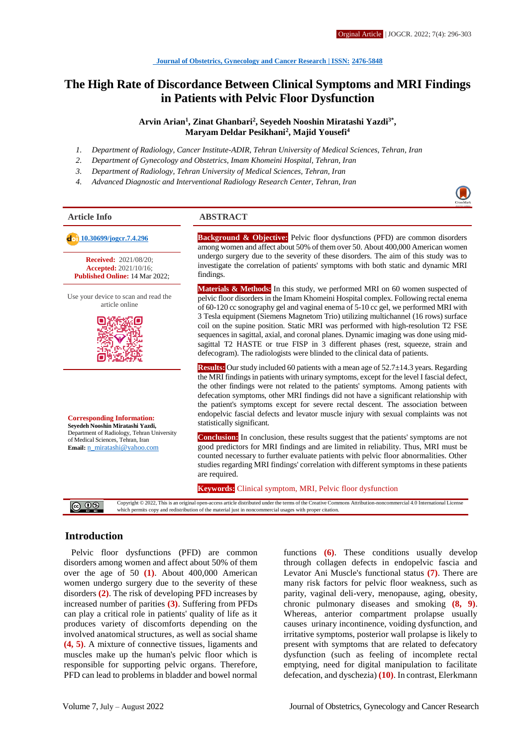# The High Rate of Discordance Between Clinical Symptoms and MRI Findings in Patients with Pelvic Floor Dysfunction

**Arvin Arian[1], Zinat Ghanbari[2], Seyedeh Nooshin Miratashi Yazdi[3*], Maryam Deldar Pesikhani[2], Majid Yousefi[4]**

1. *Department of Radiology, Cancer Institute-ADIR, Tehran University of Medical Sciences, Tehran, Iran*
2. *Department of Gynecology and Obstetrics, Imam Khomeini Hospital, Tehran, Iran*
3. *Department of Radiology, Tehran University of Medical Sciences, Tehran, Iran*
4. *Advanced Diagnostic and Interventional Radiology Research Center, Tehran, Iran*

## Article Info

10.30699/jogcr.7.4.296

**Received:** 2021/08/20;
**Accepted:** 2021/10/16;
**Published Online:** 14 Mar 2022;

Use your device to scan and read the article online

**Corresponding Information:**
**Seyedeh Nooshin Miratashi Yazdi,**
Department of Radiology, Tehran University of Medical Sciences, Tehran, Iran
**Email:** n_miratashi@yahoo.com

## ABSTRACT

**Background & Objective:** Pelvic floor dysfunctions (PFD) are common disorders among women and affect about 50% of them over 50. About 400,000 American women undergo surgery due to the severity of these disorders. The aim of this study was to investigate the correlation of patients' symptoms with both static and dynamic MRI findings.

**Materials & Methods:** In this study, we performed MRI on 60 women suspected of pelvic floor disorders in the Imam Khomeini Hospital complex. Following rectal enema of 60-120 cc sonography gel and vaginal enema of 5-10 cc gel, we performed MRI with 3 Tesla equipment (Siemens Magnetom Trio) utilizing multichannel (16 rows) surface coil on the supine position. Static MRI was performed with high-resolution T2 FSE sequences in sagittal, axial, and coronal planes. Dynamic imaging was done using mid-sagittal T2 HASTE or true FISP in 3 different phases (rest, squeeze, strain and defecogram). The radiologists were blinded to the clinical data of patients.

**Results:** Our study included 60 patients with a mean age of 52.7±14.3 years. Regarding the MRI findings in patients with urinary symptoms, except for the level I fascial defect, the other findings were not related to the patients' symptoms. Among patients with defecation symptoms, other MRI findings did not have a significant relationship with the patient's symptoms except for severe rectal descent. The association between endopelvic fascial defects and levator muscle injury with sexual complaints was not statistically significant.

**Conclusion:** In conclusion, these results suggest that the patients' symptoms are not good predictors for MRI findings and are limited in reliability. Thus, MRI must be counted necessary to further evaluate patients with pelvic floor abnormalities. Other studies regarding MRI findings' correlation with different symptoms in these patients are required.

**Keywords:** Clinical symptom, MRI, Pelvic floor dysfunction

Copyright © 2022, This is an original open-access article distributed under the terms of the Creative Commons Attribution-noncommercial 4.0 International License which permits copy and redistribution of the material just in noncommercial usages with proper citation.

## Introduction

Pelvic floor dysfunctions (PFD) are common disorders among women and affect about 50% of them over the age of 50 **(1)**. About 400,000 American women undergo surgery due to the severity of these disorders **(2)**. The risk of developing PFD increases by increased number of parities **(3)**. Suffering from PFDs can play a critical role in patients' quality of life as it produces variety of discomforts depending on the involved anatomical structures, as well as social shame **(4, 5)**. A mixture of connective tissues, ligaments and muscles make up the human's pelvic floor which is responsible for supporting pelvic organs. Therefore, PFD can lead to problems in bladder and bowel normal functions **(6)**. These conditions usually develop through collagen defects in endopelvic fascia and Levator Ani Muscle's functional status **(7)**. There are many risk factors for pelvic floor weakness, such as parity, vaginal deli-very, menopause, aging, obesity, chronic pulmonary diseases and smoking **(8, 9)**. Whereas, anterior compartment prolapse usually causes urinary incontinence, voiding dysfunction, and irritative symptoms, posterior wall prolapse is likely to present with symptoms that are related to defecatory dysfunction (such as feeling of incomplete rectal emptying, need for digital manipulation to facilitate defecation, and dyschezia) **(10)**. In contrast, Elerkmann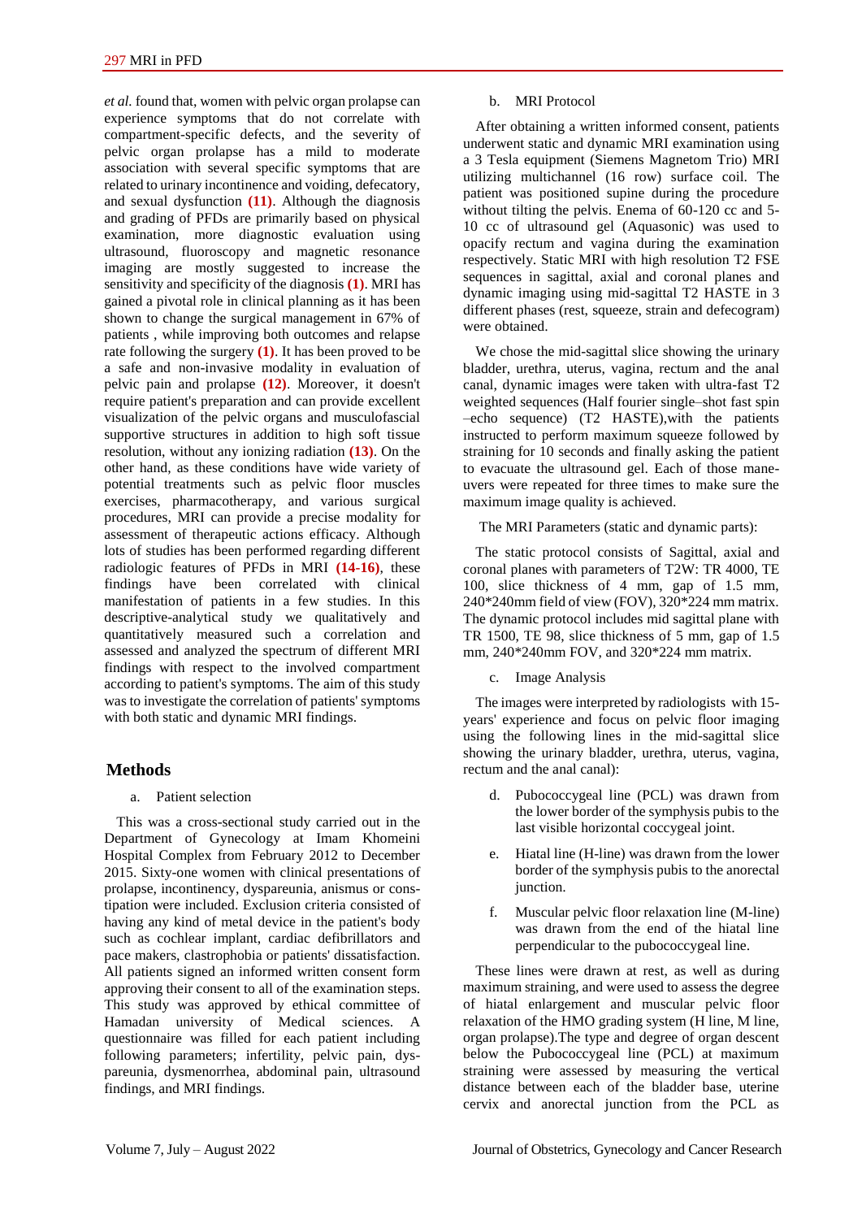*et al.* found that, women with pelvic organ prolapse can experience symptoms that do not correlate with compartment-specific defects, and the severity of pelvic organ prolapse has a mild to moderate association with several specific symptoms that are related to urinary incontinence and voiding, defecatory, and sexual dysfunction **(11)**. Although the diagnosis and grading of PFDs are primarily based on physical examination, more diagnostic evaluation using ultrasound, fluoroscopy and magnetic resonance imaging are mostly suggested to increase the sensitivity and specificity of the diagnosis **(1)**. MRI has gained a pivotal role in clinical planning as it has been shown to change the surgical management in 67% of patients , while improving both outcomes and relapse rate following the surgery **(1)**. It has been proved to be a safe and non-invasive modality in evaluation of pelvic pain and prolapse **(12)**. Moreover, it doesn't require patient's preparation and can provide excellent visualization of the pelvic organs and musculofascial supportive structures in addition to high soft tissue resolution, without any ionizing radiation **(13)**. On the other hand, as these conditions have wide variety of potential treatments such as pelvic floor muscles exercises, pharmacotherapy, and various surgical procedures, MRI can provide a precise modality for assessment of therapeutic actions efficacy. Although lots of studies has been performed regarding different radiologic features of PFDs in MRI **(14-16)**, these findings have been correlated with clinical manifestation of patients in a few studies. In this descriptive-analytical study we qualitatively and quantitatively measured such a correlation and assessed and analyzed the spectrum of different MRI findings with respect to the involved compartment according to patient's symptoms. The aim of this study was to investigate the correlation of patients' symptoms with both static and dynamic MRI findings.

## Methods

a. Patient selection

This was a cross-sectional study carried out in the Department of Gynecology at Imam Khomeini Hospital Complex from February 2012 to December 2015. Sixty-one women with clinical presentations of prolapse, incontinency, dyspareunia, anismus or constipation were included. Exclusion criteria consisted of having any kind of metal device in the patient's body such as cochlear implant, cardiac defibrillators and pace makers, clastrophobia or patients' dissatisfaction. All patients signed an informed written consent form approving their consent to all of the examination steps. This study was approved by ethical committee of Hamadan university of Medical sciences. A questionnaire was filled for each patient including following parameters; infertility, pelvic pain, dyspareunia, dysmenorrhea, abdominal pain, ultrasound findings, and MRI findings.

b. MRI Protocol

After obtaining a written informed consent, patients underwent static and dynamic MRI examination using a 3 Tesla equipment (Siemens Magnetom Trio) MRI utilizing multichannel (16 row) surface coil. The patient was positioned supine during the procedure without tilting the pelvis. Enema of 60-120 cc and 5-10 cc of ultrasound gel (Aquasonic) was used to opacify rectum and vagina during the examination respectively. Static MRI with high resolution T2 FSE sequences in sagittal, axial and coronal planes and dynamic imaging using mid-sagittal T2 HASTE in 3 different phases (rest, squeeze, strain and defecogram) were obtained.

We chose the mid-sagittal slice showing the urinary bladder, urethra, uterus, vagina, rectum and the anal canal, dynamic images were taken with ultra-fast T2 weighted sequences (Half fourier single–shot fast spin –echo sequence) (T2 HASTE),with the patients instructed to perform maximum squeeze followed by straining for 10 seconds and finally asking the patient to evacuate the ultrasound gel. Each of those mane-uvers were repeated for three times to make sure the maximum image quality is achieved.

The MRI Parameters (static and dynamic parts):

The static protocol consists of Sagittal, axial and coronal planes with parameters of T2W: TR 4000, TE 100, slice thickness of 4 mm, gap of 1.5 mm, 240*240mm field of view (FOV), 320*224 mm matrix. The dynamic protocol includes mid sagittal plane with TR 1500, TE 98, slice thickness of 5 mm, gap of 1.5 mm, 240*240mm FOV, and 320*224 mm matrix.

c. Image Analysis

The images were interpreted by radiologists with 15-years' experience and focus on pelvic floor imaging using the following lines in the mid-sagittal slice showing the urinary bladder, urethra, uterus, vagina, rectum and the anal canal):

d. Pubococcygeal line (PCL) was drawn from the lower border of the symphysis pubis to the last visible horizontal coccygeal joint.

e. Hiatal line (H-line) was drawn from the lower border of the symphysis pubis to the anorectal junction.

f. Muscular pelvic floor relaxation line (M-line) was drawn from the end of the hiatal line perpendicular to the pubococcygeal line.

These lines were drawn at rest, as well as during maximum straining, and were used to assess the degree of hiatal enlargement and muscular pelvic floor relaxation of the HMO grading system (H line, M line, organ prolapse).The type and degree of organ descent below the Pubococcygeal line (PCL) at maximum straining were assessed by measuring the vertical distance between each of the bladder base, uterine cervix and anorectal junction from the PCL as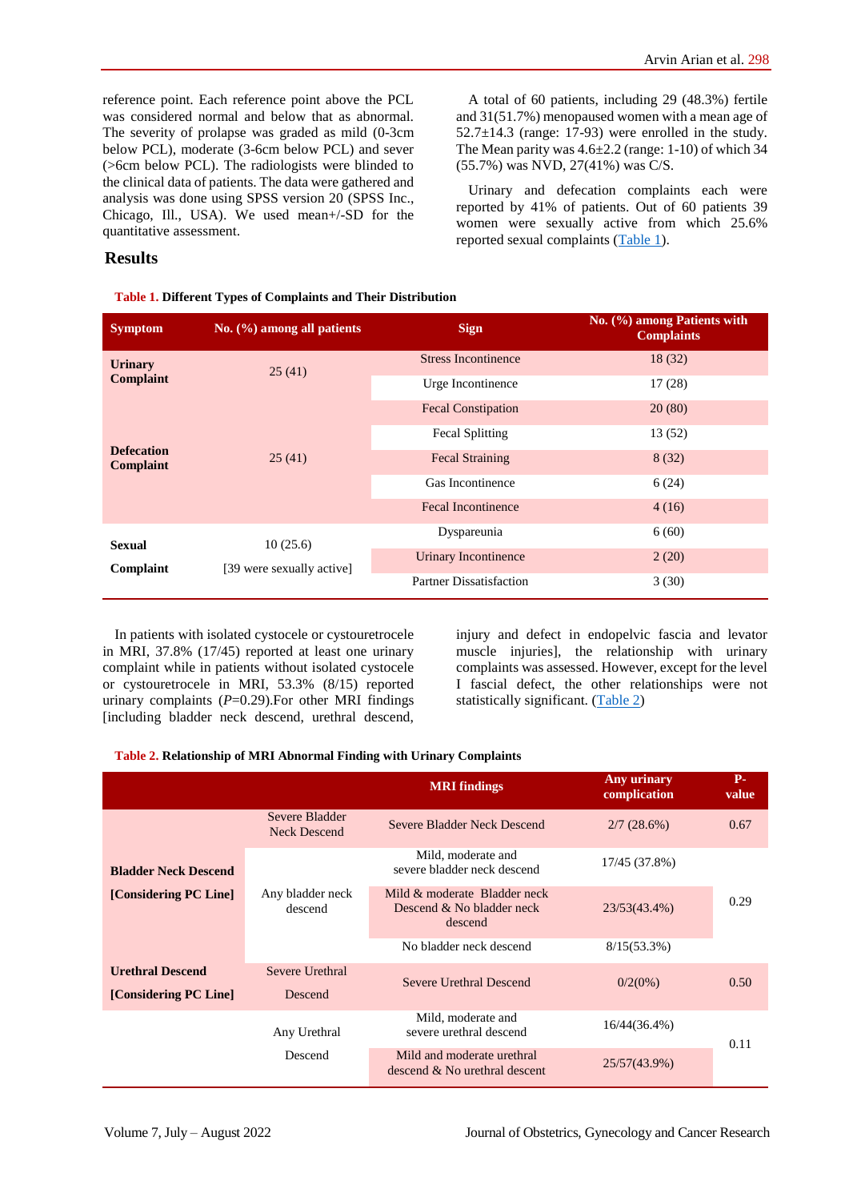reference point. Each reference point above the PCL was considered normal and below that as abnormal. The severity of prolapse was graded as mild (0-3cm below PCL), moderate (3-6cm below PCL) and sever (>6cm below PCL). The radiologists were blinded to the clinical data of patients. The data were gathered and analysis was done using SPSS version 20 (SPSS Inc., Chicago, Ill., USA). We used mean+/-SD for the quantitative assessment.

## Results

A total of 60 patients, including 29 (48.3%) fertile and 31(51.7%) menopaused women with a mean age of 52.7±14.3 (range: 17-93) were enrolled in the study. The Mean parity was 4.6±2.2 (range: 1-10) of which 34 (55.7%) was NVD, 27(41%) was C/S.

Urinary and defecation complaints each were reported by 41% of patients. Out of 60 patients 39 women were sexually active from which 25.6% reported sexual complaints (Table 1).

**Table 1. Different Types of Complaints and Their Distribution**

| Symptom | No. (%) among all patients | Sign | No. (%) among Patients with Complaints |
|---|---|---|---|
| Urinary Complaint | 25 (41) | Stress Incontinence | 18 (32) |
| | | Urge Incontinence | 17 (28) |
| Defecation Complaint | 25 (41) | Fecal Constipation | 20 (80) |
| | | Fecal Splitting | 13 (52) |
| | | Fecal Straining | 8 (32) |
| | | Gas Incontinence | 6 (24) |
| | | Fecal Incontinence | 4 (16) |
| Sexual Complaint | 10 (25.6) [39 were sexually active] | Dyspareunia | 6 (60) |
| | | Urinary Incontinence | 2 (20) |
| | | Partner Dissatisfaction | 3 (30) |

In patients with isolated cystocele or cystouretrocele in MRI, 37.8% (17/45) reported at least one urinary complaint while in patients without isolated cystocele or cystouretrocele in MRI, 53.3% (8/15) reported urinary complaints ($P$=0.29).For other MRI findings [including bladder neck descend, urethral descend, injury and defect in endopelvic fascia and levator muscle injuries], the relationship with urinary complaints was assessed. However, except for the level I fascial defect, the other relationships were not statistically significant. (Table 2)

**Table 2. Relationship of MRI Abnormal Finding with Urinary Complaints**

| | | MRI findings | Any urinary complication | P-value |
|---|---|---|---|---|
| Bladder Neck Descend [Considering PC Line] | Severe Bladder Neck Descend | Severe Bladder Neck Descend | 2/7 (28.6%) | 0.67 |
| | Any bladder neck descend | Mild, moderate and severe bladder neck descend | 17/45 (37.8%) | 0.29 |
| | | Mild & moderate Bladder neck Descend & No bladder neck descend | 23/53(43.4%) | |
| | | No bladder neck descend | 8/15(53.3%) | |
| Urethral Descend [Considering PC Line] | Severe Urethral Descend | Severe Urethral Descend | 0/2(0%) | 0.50 |
| | Any Urethral Descend | Mild, moderate and severe urethral descend | 16/44(36.4%) | 0.11 |
| | | Mild and moderate urethral descend & No urethral descent | 25/57(43.9%) | |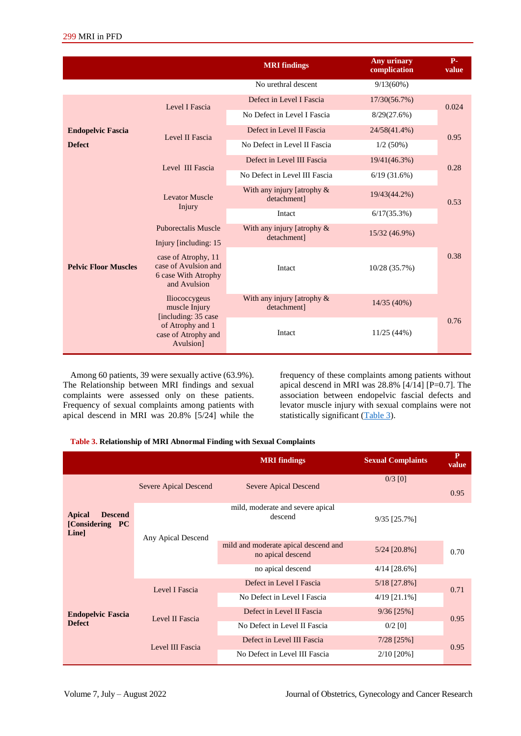| | | MRI findings | Any urinary complication | P-value |
|---|---|---|---|---|
| | | No urethral descent | 9/13(60%) | |
| Endopelvic Fascia Defect | Level I Fascia | Defect in Level I Fascia | 17/30(56.7%) | 0.024 |
| | | No Defect in Level I Fascia | 8/29(27.6%) | |
| | Level II Fascia | Defect in Level II Fascia | 24/58(41.4%) | 0.95 |
| | | No Defect in Level II Fascia | 1/2 (50%) | |
| | Level III Fascia | Defect in Level III Fascia | 19/41(46.3%) | 0.28 |
| | | No Defect in Level III Fascia | 6/19 (31.6%) | |
| Pelvic Floor Muscles | Levator Muscle Injury | With any injury [atrophy & detachment] | 19/43(44.2%) | 0.53 |
| | | Intact | 6/17(35.3%) | |
| | Puborectalis Muscle Injury [including: 15 case of Atrophy, 11 case of Avulsion and 6 case With Atrophy and Avulsion | With any injury [atrophy & detachment] | 15/32 (46.9%) | 0.38 |
| | | Intact | 10/28 (35.7%) | |
| | Iliococcygeus muscle Injury [including: 35 case of Atrophy and 1 case of Atrophy and Avulsion] | With any injury [atrophy & detachment] | 14/35 (40%) | 0.76 |
| | | Intact | 11/25 (44%) | |

Among 60 patients, 39 were sexually active (63.9%). The Relationship between MRI findings and sexual complaints were assessed only on these patients. Frequency of sexual complaints among patients with apical descend in MRI was 20.8% [5/24] while the frequency of these complaints among patients without apical descend in MRI was 28.8% [4/14] [P=0.7]. The association between endopelvic fascial defects and levator muscle injury with sexual complains were not statistically significant (Table 3).

**Table 3. Relationship of MRI Abnormal Finding with Sexual Complaints**

| | | MRI findings | Sexual Complaints | P value |
|---|---|---|---|---|
| Apical Descend [Considering PC Line] | Severe Apical Descend | Severe Apical Descend | 0/3 [0] | 0.95 |
| | Any Apical Descend | mild, moderate and severe apical descend | 9/35 [25.7%] | 0.70 |
| | | mild and moderate apical descend and no apical descend | 5/24 [20.8%] | |
| | | no apical descend | 4/14 [28.6%] | |
| Endopelvic Fascia Defect | Level I Fascia | Defect in Level I Fascia | 5/18 [27.8%] | 0.71 |
| | | No Defect in Level I Fascia | 4/19 [21.1%] | |
| | Level II Fascia | Defect in Level II Fascia | 9/36 [25%] | 0.95 |
| | | No Defect in Level II Fascia | 0/2 [0] | |
| | Level III Fascia | Defect in Level III Fascia | 7/28 [25%] | 0.95 |
| | | No Defect in Level III Fascia | 2/10 [20%] | |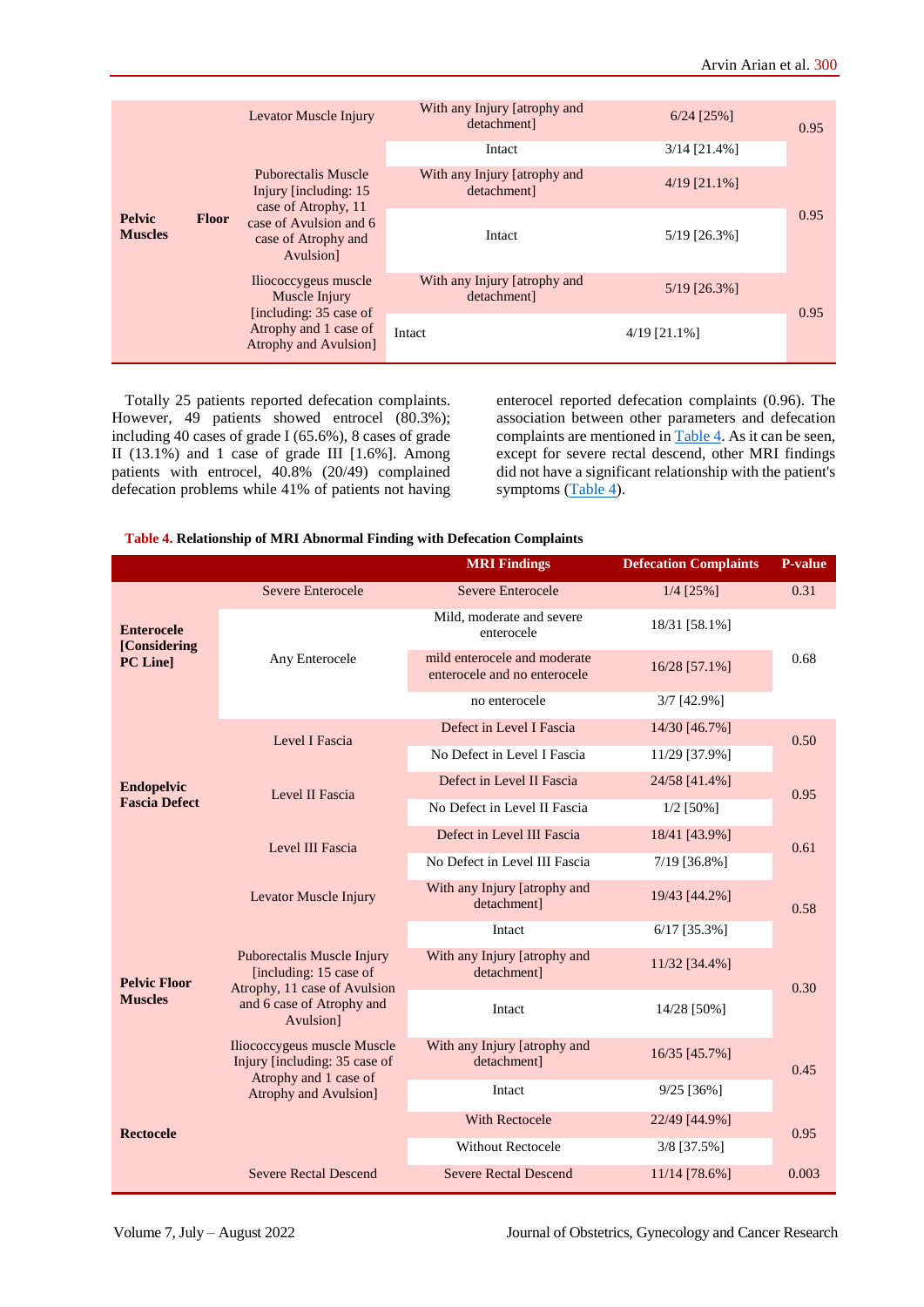| | | | | |
|---|---|---|---|---|
| Pelvic Floor Muscles | Levator Muscle Injury | With any Injury [atrophy and detachment] | 6/24 [25%] | 0.95 |
| | | Intact | 3/14 [21.4%] | |
| | Puborectalis Muscle Injury [including: 15 case of Atrophy, 11 case of Avulsion and 6 case of Atrophy and Avulsion] | With any Injury [atrophy and detachment] | 4/19 [21.1%] | 0.95 |
| | | Intact | 5/19 [26.3%] | |
| | Iliococcygeus muscle Muscle Injury [including: 35 case of Atrophy and 1 case of Atrophy and Avulsion] | With any Injury [atrophy and detachment] | 5/19 [26.3%] | 0.95 |
| | | Intact | 4/19 [21.1%] | |

Totally 25 patients reported defecation complaints. However, 49 patients showed entrocel (80.3%); including 40 cases of grade I (65.6%), 8 cases of grade II (13.1%) and 1 case of grade III [1.6%]. Among patients with entrocel, 40.8% (20/49) complained defecation problems while 41% of patients not having enterocel reported defecation complaints (0.96). The association between other parameters and defecation complaints are mentioned in Table 4. As it can be seen, except for severe rectal descend, other MRI findings did not have a significant relationship with the patient's symptoms (Table 4).

**Table 4. Relationship of MRI Abnormal Finding with Defecation Complaints**

| | | MRI Findings | Defecation Complaints | P-value |
|---|---|---|---|---|
| Enterocele [Considering PC Line] | Severe Enterocele | Severe Enterocele | 1/4 [25%] | 0.31 |
| | Any Enterocele | Mild, moderate and severe enterocele | 18/31 [58.1%] | 0.68 |
| | | mild enterocele and moderate enterocele and no enterocele | 16/28 [57.1%] | |
| | | no enterocele | 3/7 [42.9%] | |
| Endopelvic Fascia Defect | Level I Fascia | Defect in Level I Fascia | 14/30 [46.7%] | 0.50 |
| | | No Defect in Level I Fascia | 11/29 [37.9%] | |
| | Level II Fascia | Defect in Level II Fascia | 24/58 [41.4%] | 0.95 |
| | | No Defect in Level II Fascia | 1/2 [50%] | |
| | Level III Fascia | Defect in Level III Fascia | 18/41 [43.9%] | 0.61 |
| | | No Defect in Level III Fascia | 7/19 [36.8%] | |
| Pelvic Floor Muscles | Levator Muscle Injury | With any Injury [atrophy and detachment] | 19/43 [44.2%] | 0.58 |
| | | Intact | 6/17 [35.3%] | |
| | Puborectalis Muscle Injury [including: 15 case of Atrophy, 11 case of Avulsion and 6 case of Atrophy and Avulsion] | With any Injury [atrophy and detachment] | 11/32 [34.4%] | 0.30 |
| | | Intact | 14/28 [50%] | |
| | Iliococcygeus muscle Muscle Injury [including: 35 case of Atrophy and 1 case of Atrophy and Avulsion] | With any Injury [atrophy and detachment] | 16/35 [45.7%] | 0.45 |
| | | Intact | 9/25 [36%] | |
| Rectocele | | With Rectocele | 22/49 [44.9%] | 0.95 |
| | | Without Rectocele | 3/8 [37.5%] | |
| | Severe Rectal Descend | Severe Rectal Descend | 11/14 [78.6%] | 0.003 |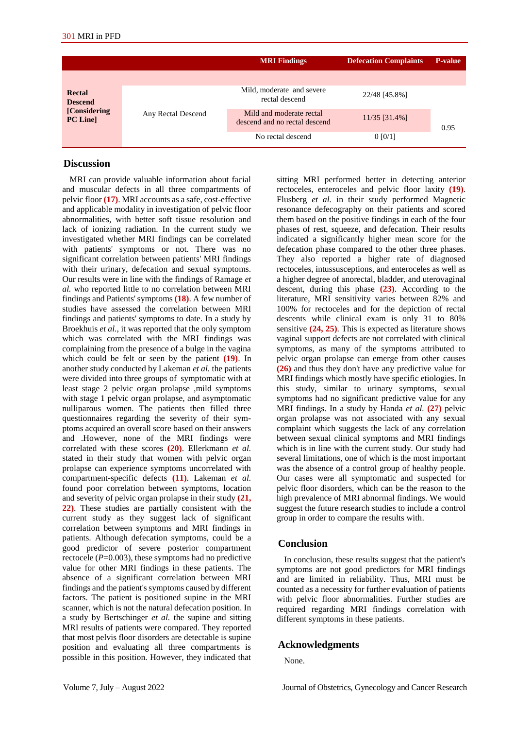| | | MRI Findings | Defecation Complaints | P-value |
|---|---|---|---|---|
| **Rectal Descend [Considering PC Line]** | Any Rectal Descend | Mild, moderate and severe rectal descend | 22/48 [45.8%] | 0.95 |
| | | Mild and moderate rectal descend and no rectal descend | 11/35 [31.4%] | |
| | | No rectal descend | 0 [0/1] | |

## Discussion

MRI can provide valuable information about facial and muscular defects in all three compartments of pelvic floor **(17)**. MRI accounts as a safe, cost-effective and applicable modality in investigation of pelvic floor abnormalities, with better soft tissue resolution and lack of ionizing radiation. In the current study we investigated whether MRI findings can be correlated with patients' symptoms or not. There was no significant correlation between patients' MRI findings with their urinary, defecation and sexual symptoms. Our results were in line with the findings of Ramage *et al.* who reported little to no correlation between MRI findings and Patients' symptoms **(18)**. A few number of studies have assessed the correlation between MRI findings and patients' symptoms to date. In a study by Broekhuis *et al.*, it was reported that the only symptom which was correlated with the MRI findings was complaining from the presence of a bulge in the vagina which could be felt or seen by the patient **(19)**. In another study conducted by Lakeman *et al.* the patients were divided into three groups of symptomatic with at least stage 2 pelvic organ prolapse ,mild symptoms with stage 1 pelvic organ prolapse, and asymptomatic nulliparous women. The patients then filled three questionnaires regarding the severity of their symptoms acquired an overall score based on their answers and .However, none of the MRI findings were correlated with these scores **(20)**. Ellerkmann *et al.* stated in their study that women with pelvic organ prolapse can experience symptoms uncorrelated with compartment-specific defects **(11)**. Lakeman *et al.* found poor correlation between symptoms, location and severity of pelvic organ prolapse in their study **(21, 22)**. These studies are partially consistent with the current study as they suggest lack of significant correlation between symptoms and MRI findings in patients. Although defecation symptoms, could be a good predictor of severe posterior compartment rectocele (*P*=0.003), these symptoms had no predictive value for other MRI findings in these patients. The absence of a significant correlation between MRI findings and the patient's symptoms caused by different factors. The patient is positioned supine in the MRI scanner, which is not the natural defecation position. In a study by Bertschinger *et al.* the supine and sitting MRI results of patients were compared. They reported that most pelvis floor disorders are detectable is supine position and evaluating all three compartments is possible in this position. However, they indicated that sitting MRI performed better in detecting anterior rectoceles, enteroceles and pelvic floor laxity **(19)**. Flusberg *et al.* in their study performed Magnetic resonance defecography on their patients and scored them based on the positive findings in each of the four phases of rest, squeeze, and defecation. Their results indicated a significantly higher mean score for the defecation phase compared to the other three phases. They also reported a higher rate of diagnosed rectoceles, intussusceptions, and enteroceles as well as a higher degree of anorectal, bladder, and uterovaginal descent, during this phase **(23)**. According to the literature, MRI sensitivity varies between 82% and 100% for rectoceles and for the depiction of rectal descents while clinical exam is only 31 to 80% sensitive **(24, 25)**. This is expected as literature shows vaginal support defects are not correlated with clinical symptoms, as many of the symptoms attributed to pelvic organ prolapse can emerge from other causes **(26)** and thus they don't have any predictive value for MRI findings which mostly have specific etiologies. In this study, similar to urinary symptoms, sexual symptoms had no significant predictive value for any MRI findings. In a study by Handa *et al.* **(27)** pelvic organ prolapse was not associated with any sexual complaint which suggests the lack of any correlation between sexual clinical symptoms and MRI findings which is in line with the current study. Our study had several limitations, one of which is the most important was the absence of a control group of healthy people. Our cases were all symptomatic and suspected for pelvic floor disorders, which can be the reason to the high prevalence of MRI abnormal findings. We would suggest the future research studies to include a control group in order to compare the results with.

## Conclusion

In conclusion, these results suggest that the patient's symptoms are not good predictors for MRI findings and are limited in reliability. Thus, MRI must be counted as a necessity for further evaluation of patients with pelvic floor abnormalities. Further studies are required regarding MRI findings correlation with different symptoms in these patients.

## Acknowledgments

None.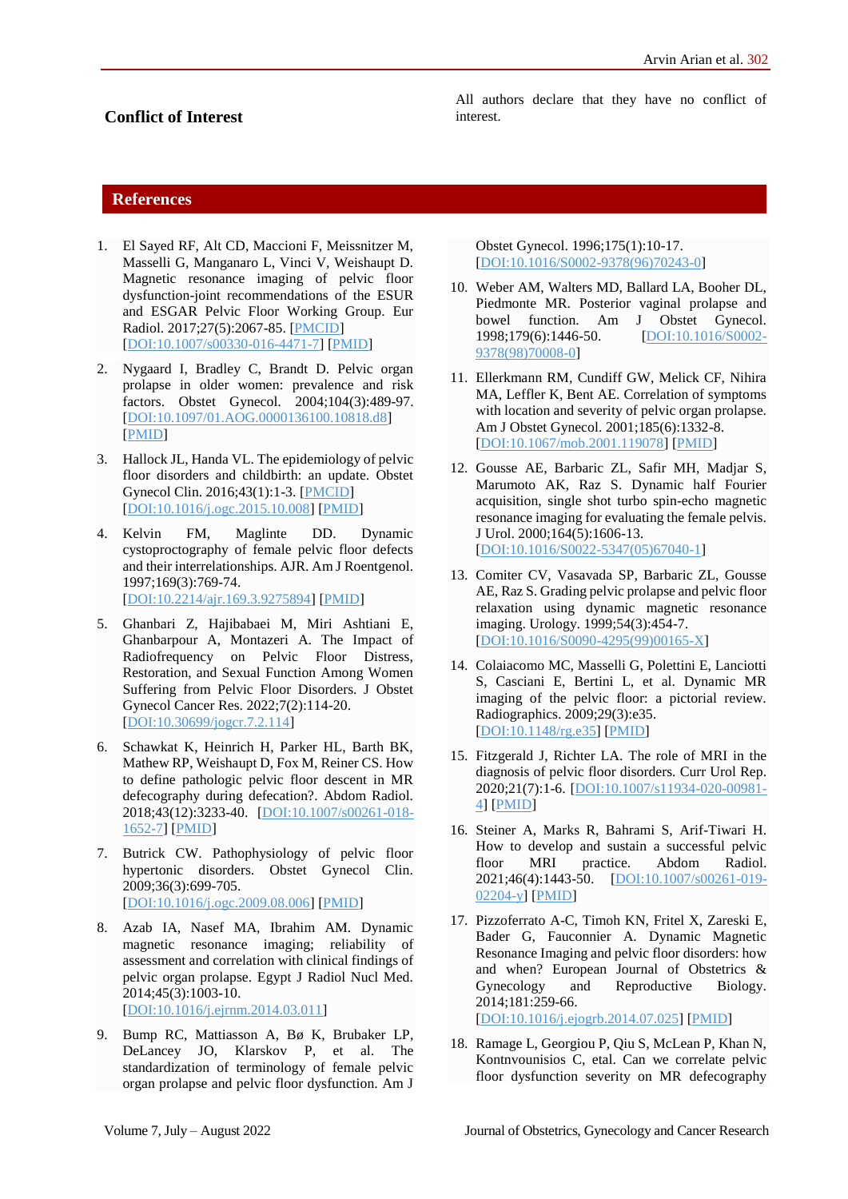## Conflict of Interest

All authors declare that they have no conflict of interest.

## References

1. El Sayed RF, Alt CD, Maccioni F, Meissnitzer M, Masselli G, Manganaro L, Vinci V, Weishaupt D. Magnetic resonance imaging of pelvic floor dysfunction-joint recommendations of the ESUR and ESGAR Pelvic Floor Working Group. Eur Radiol. 2017;27(5):2067-85. [PMCID] [DOI:10.1007/s00330-016-4471-7] [PMID]
2. Nygaard I, Bradley C, Brandt D. Pelvic organ prolapse in older women: prevalence and risk factors. Obstet Gynecol. 2004;104(3):489-97. [DOI:10.1097/01.AOG.0000136100.10818.d8] [PMID]
3. Hallock JL, Handa VL. The epidemiology of pelvic floor disorders and childbirth: an update. Obstet Gynecol Clin. 2016;43(1):1-3. [PMCID] [DOI:10.1016/j.ogc.2015.10.008] [PMID]
4. Kelvin FM, Maglinte DD. Dynamic cystoproctography of female pelvic floor defects and their interrelationships. AJR. Am J Roentgenol. 1997;169(3):769-74. [DOI:10.2214/ajr.169.3.9275894] [PMID]
5. Ghanbari Z, Hajibabaei M, Miri Ashtiani E, Ghanbarpour A, Montazeri A. The Impact of Radiofrequency on Pelvic Floor Distress, Restoration, and Sexual Function Among Women Suffering from Pelvic Floor Disorders. J Obstet Gynecol Cancer Res. 2022;7(2):114-20. [DOI:10.30699/jogcr.7.2.114]
6. Schawkat K, Heinrich H, Parker HL, Barth BK, Mathew RP, Weishaupt D, Fox M, Reiner CS. How to define pathologic pelvic floor descent in MR defecography during defecation?. Abdom Radiol. 2018;43(12):3233-40. [DOI:10.1007/s00261-018-1652-7] [PMID]
7. Butrick CW. Pathophysiology of pelvic floor hypertonic disorders. Obstet Gynecol Clin. 2009;36(3):699-705. [DOI:10.1016/j.ogc.2009.08.006] [PMID]
8. Azab IA, Nasef MA, Ibrahim AM. Dynamic magnetic resonance imaging; reliability of assessment and correlation with clinical findings of pelvic organ prolapse. Egypt J Radiol Nucl Med. 2014;45(3):1003-10. [DOI:10.1016/j.ejrnm.2014.03.011]
9. Bump RC, Mattiasson A, Bø K, Brubaker LP, DeLancey JO, Klarskov P, et al. The standardization of terminology of female pelvic organ prolapse and pelvic floor dysfunction. Am J Obstet Gynecol. 1996;175(1):10-17. [DOI:10.1016/S0002-9378(96)70243-0]
10. Weber AM, Walters MD, Ballard LA, Booher DL, Piedmonte MR. Posterior vaginal prolapse and bowel function. Am J Obstet Gynecol. 1998;179(6):1446-50. [DOI:10.1016/S0002-9378(98)70008-0]
11. Ellerkmann RM, Cundiff GW, Melick CF, Nihira MA, Leffler K, Bent AE. Correlation of symptoms with location and severity of pelvic organ prolapse. Am J Obstet Gynecol. 2001;185(6):1332-8. [DOI:10.1067/mob.2001.119078] [PMID]
12. Gousse AE, Barbaric ZL, Safir MH, Madjar S, Marumoto AK, Raz S. Dynamic half Fourier acquisition, single shot turbo spin-echo magnetic resonance imaging for evaluating the female pelvis. J Urol. 2000;164(5):1606-13. [DOI:10.1016/S0022-5347(05)67040-1]
13. Comiter CV, Vasavada SP, Barbaric ZL, Gousse AE, Raz S. Grading pelvic prolapse and pelvic floor relaxation using dynamic magnetic resonance imaging. Urology. 1999;54(3):454-7. [DOI:10.1016/S0090-4295(99)00165-X]
14. Colaiacomo MC, Masselli G, Polettini E, Lanciotti S, Casciani E, Bertini L, et al. Dynamic MR imaging of the pelvic floor: a pictorial review. Radiographics. 2009;29(3):e35. [DOI:10.1148/rg.e35] [PMID]
15. Fitzgerald J, Richter LA. The role of MRI in the diagnosis of pelvic floor disorders. Curr Urol Rep. 2020;21(7):1-6. [DOI:10.1007/s11934-020-00981-4] [PMID]
16. Steiner A, Marks R, Bahrami S, Arif-Tiwari H. How to develop and sustain a successful pelvic floor MRI practice. Abdom Radiol. 2021;46(4):1443-50. [DOI:10.1007/s00261-019-02204-y] [PMID]
17. Pizzoferrato A-C, Timoh KN, Fritel X, Zareski E, Bader G, Fauconnier A. Dynamic Magnetic Resonance Imaging and pelvic floor disorders: how and when? European Journal of Obstetrics & Gynecology and Reproductive Biology. 2014;181:259-66. [DOI:10.1016/j.ejogrb.2014.07.025] [PMID]
18. Ramage L, Georgiou P, Qiu S, McLean P, Khan N, Kontnvounisios C, etal. Can we correlate pelvic floor dysfunction severity on MR defecography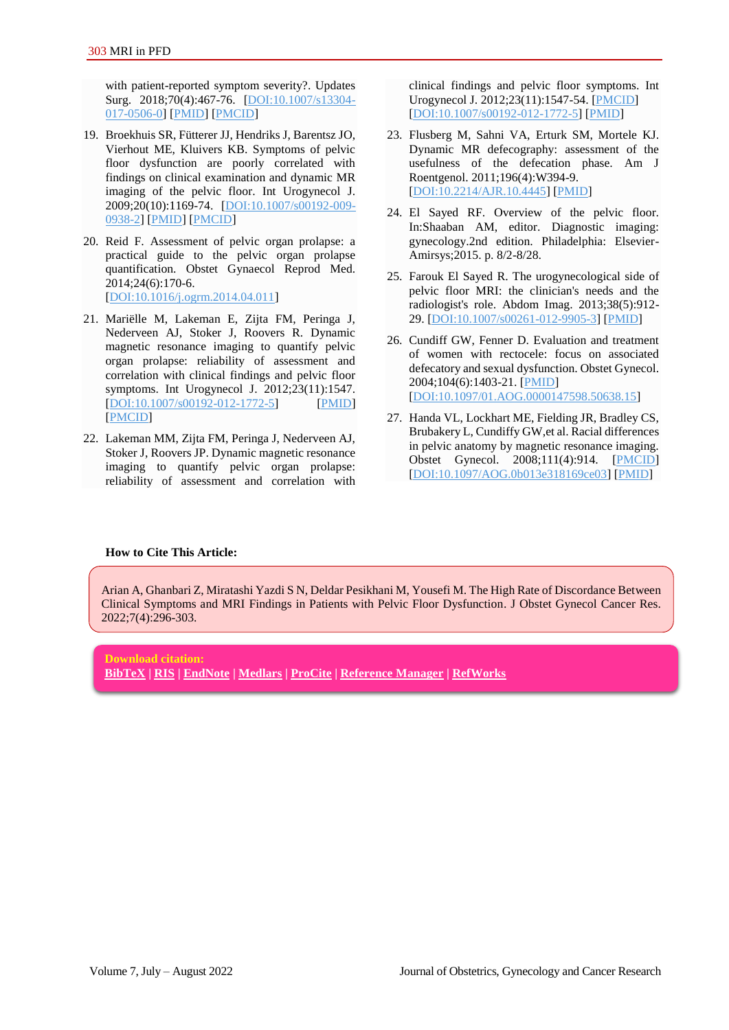with patient-reported symptom severity?. Updates Surg. 2018;70(4):467-76. [DOI:10.1007/s13304-017-0506-0] [PMID] [PMCID]

19. Broekhuis SR, Fütterer JJ, Hendriks J, Barentsz JO, Vierhout ME, Kluivers KB. Symptoms of pelvic floor dysfunction are poorly correlated with findings on clinical examination and dynamic MR imaging of the pelvic floor. Int Urogynecol J. 2009;20(10):1169-74. [DOI:10.1007/s00192-009-0938-2] [PMID] [PMCID]

20. Reid F. Assessment of pelvic organ prolapse: a practical guide to the pelvic organ prolapse quantification. Obstet Gynaecol Reprod Med. 2014;24(6):170-6. [DOI:10.1016/j.ogrm.2014.04.011]

21. Mariëlle M, Lakeman E, Zijta FM, Peringa J, Nederveen AJ, Stoker J, Roovers R. Dynamic magnetic resonance imaging to quantify pelvic organ prolapse: reliability of assessment and correlation with clinical findings and pelvic floor symptoms. Int Urogynecol J. 2012;23(11):1547. [DOI:10.1007/s00192-012-1772-5] [PMID] [PMCID]

22. Lakeman MM, Zijta FM, Peringa J, Nederveen AJ, Stoker J, Roovers JP. Dynamic magnetic resonance imaging to quantify pelvic organ prolapse: reliability of assessment and correlation with clinical findings and pelvic floor symptoms. Int Urogynecol J. 2012;23(11):1547-54. [PMCID] [DOI:10.1007/s00192-012-1772-5] [PMID]

23. Flusberg M, Sahni VA, Erturk SM, Mortele KJ. Dynamic MR defecography: assessment of the usefulness of the defecation phase. Am J Roentgenol. 2011;196(4):W394-9. [DOI:10.2214/AJR.10.4445] [PMID]

24. El Sayed RF. Overview of the pelvic floor. In:Shaaban AM, editor. Diagnostic imaging: gynecology.2nd edition. Philadelphia: Elsevier-Amirsys;2015. p. 8/2-8/28.

25. Farouk El Sayed R. The urogynecological side of pelvic floor MRI: the clinician's needs and the radiologist's role. Abdom Imag. 2013;38(5):912-29. [DOI:10.1007/s00261-012-9905-3] [PMID]

26. Cundiff GW, Fenner D. Evaluation and treatment of women with rectocele: focus on associated defecatory and sexual dysfunction. Obstet Gynecol. 2004;104(6):1403-21. [PMID] [DOI:10.1097/01.AOG.0000147598.50638.15]

27. Handa VL, Lockhart ME, Fielding JR, Bradley CS, Brubakery L, Cundiffy GW,et al. Racial differences in pelvic anatomy by magnetic resonance imaging. Obstet Gynecol. 2008;111(4):914. [PMCID] [DOI:10.1097/AOG.0b013e318169ce03] [PMID]

**How to Cite This Article:**

Arian A, Ghanbari Z, Miratashi Yazdi S N, Deldar Pesikhani M, Yousefi M. The High Rate of Discordance Between Clinical Symptoms and MRI Findings in Patients with Pelvic Floor Dysfunction. J Obstet Gynecol Cancer Res. 2022;7(4):296-303.

**Download citation:**
**BibTeX | RIS | EndNote | Medlars | ProCite | Reference Manager | RefWorks**